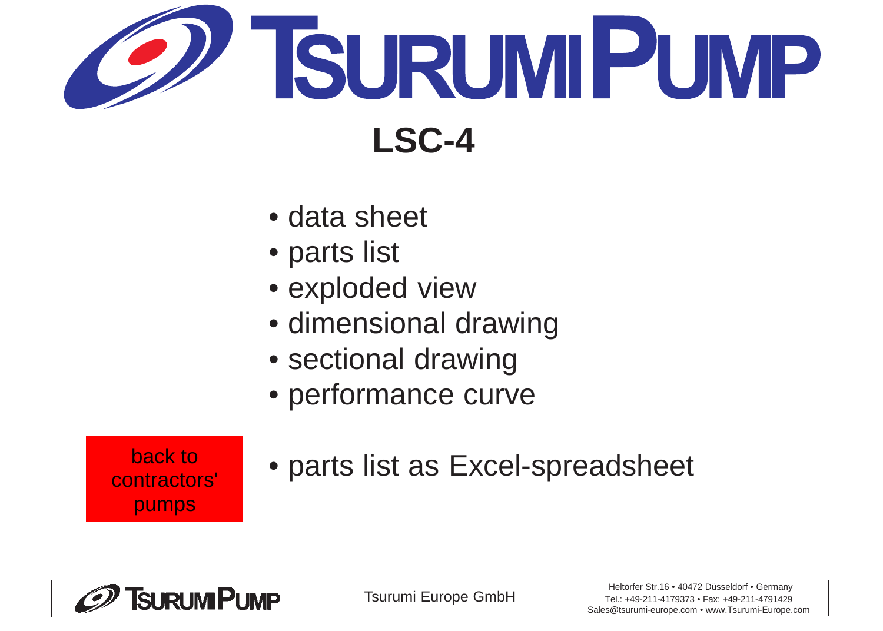# TSURUMI PUMP

## LSC-4

- data sheet
- parts list
- exploded view
- dimensional drawing
- sectional drawing
- performance curve

back to contractors' pumps

- parts list as Excel-spreadsheet

TSURUMI PUMP | Tsurumi Europe GmbH | Heltorfer Str.16 • 40472 Düsseldorf • Germany
Tel.: +49-211-4179373 • Fax: +49-211-4791429
Sales@tsurumi-europe.com • www.Tsurumi-Europe.com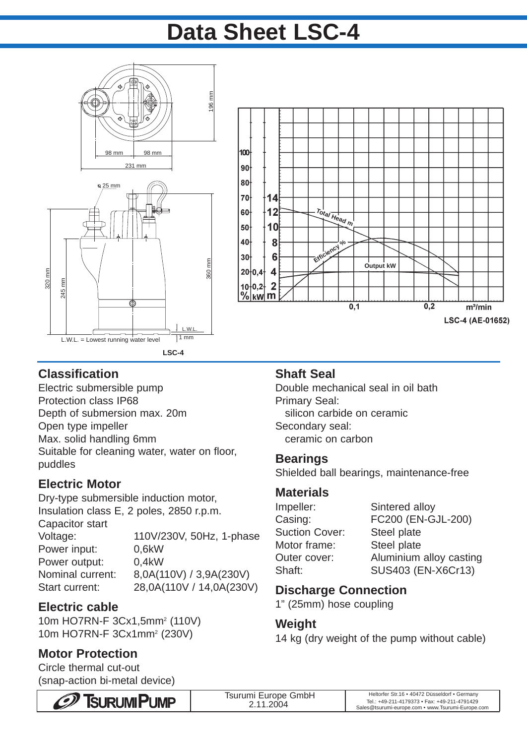# Data Sheet LSC-4

LSC-4

LSC-4 (AE-01652)

## Classification

Electric submersible pump
Protection class IP68
Depth of submersion max. 20m
Open type impeller
Max. solid handling 6mm
Suitable for cleaning water, water on floor, puddles

## Electric Motor

Dry-type submersible induction motor,
Insulation class E, 2 poles, 2850 r.p.m.
Capacitor start

| | |
|---|---|
| Voltage: | 110V/230V, 50Hz, 1-phase |
| Power input: | 0,6kW |
| Power output: | 0,4kW |
| Nominal current: | 8,0A(110V) / 3,9A(230V) |
| Start current: | 28,0A(110V / 14,0A(230V) |

## Electric cable

10m HO7RN-F 3Cx1,5mm² (110V)
10m HO7RN-F 3Cx1mm² (230V)

## Motor Protection

Circle thermal cut-out
(snap-action bi-metal device)

## Shaft Seal

Double mechanical seal in oil bath
Primary Seal:
silicon carbide on ceramic
Secondary seal:
ceramic on carbon

## Bearings

Shielded ball bearings, maintenance-free

## Materials

| | |
|---|---|
| Impeller: | Sintered alloy |
| Casing: | FC200 (EN-GJL-200) |
| Suction Cover: | Steel plate |
| Motor frame: | Steel plate |
| Outer cover: | Aluminium alloy casting |
| Shaft: | SUS403 (EN-X6Cr13) |

## Discharge Connection

1" (25mm) hose coupling

## Weight

14 kg (dry weight of the pump without cable)

Tsurumi Europe GmbH
2.11.2004

Heltorfer Str.16 • 40472 Düsseldorf • Germany
Tel.: +49-211-4179373 • Fax: +49-211-4791429
Sales@tsurumi-europe.com • www.Tsurumi-Europe.com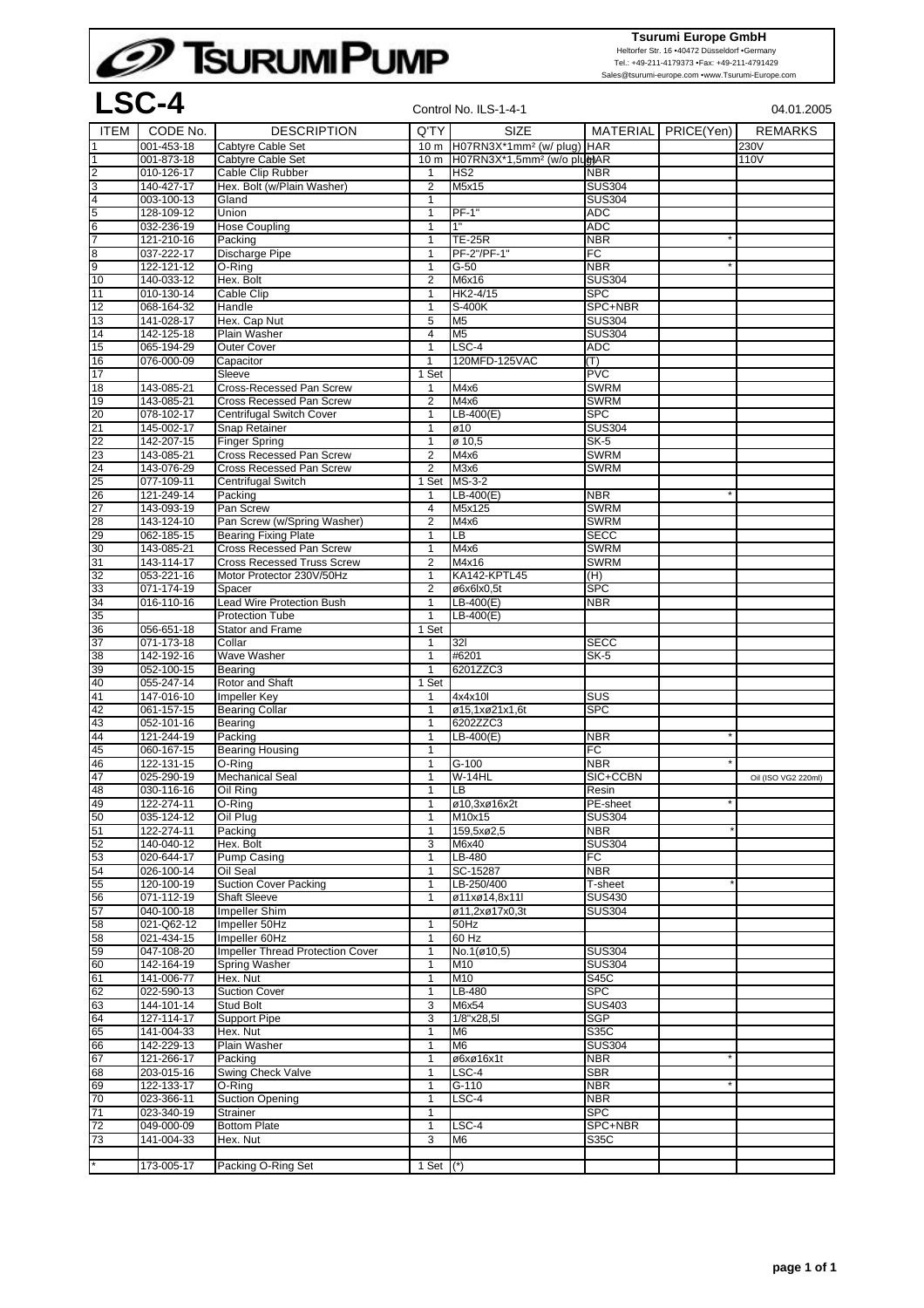**Tsurumi Europe GmbH**
Heltorfer Str. 16 •40472 Düsseldorf •Germany
Tel.: +49-211-4179373 •Fax: +49-211-4791429
Sales@tsurumi-europe.com •www.Tsurumi-Europe.com

# LSC-4

Control No. ILS-1-4-1 04.01.2005

| ITEM | CODE No. | DESCRIPTION | Q'TY | SIZE | MATERIAL | PRICE(Yen) | REMARKS |
|---|---|---|---|---|---|---|---|
| 1 | 001-453-18 | Cabtyre Cable Set | 10 m | H07RN3X*1mm² (w/ plug) | HAR | | 230V |
| 1 | 001-873-18 | Cabtyre Cable Set | 10 m | H07RN3X*1,5mm² (w/o plug) | HAR | | 110V |
| 2 | 010-126-17 | Cable Clip Rubber | 1 | HS2 | NBR | | |
| 3 | 140-427-17 | Hex. Bolt (w/Plain Washer) | 2 | M5x15 | SUS304 | | |
| 4 | 003-100-13 | Gland | 1 | | SUS304 | | |
| 5 | 128-109-12 | Union | 1 | PF-1" | ADC | | |
| 6 | 032-236-19 | Hose Coupling | 1 | 1" | ADC | | |
| 7 | 121-210-16 | Packing | 1 | TE-25R | NBR | * | |
| 8 | 037-222-17 | Discharge Pipe | 1 | PF-2"/PF-1" | FC | | |
| 9 | 122-121-12 | O-Ring | 1 | G-50 | NBR | * | |
| 10 | 140-033-12 | Hex. Bolt | 2 | M6x16 | SUS304 | | |
| 11 | 010-130-14 | Cable Clip | 1 | HK2-4/15 | SPC | | |
| 12 | 068-164-32 | Handle | 1 | S-400K | SPC+NBR | | |
| 13 | 141-028-17 | Hex. Cap Nut | 5 | M5 | SUS304 | | |
| 14 | 142-125-18 | Plain Washer | 4 | M5 | SUS304 | | |
| 15 | 065-194-29 | Outer Cover | 1 | LSC-4 | ADC | | |
| 16 | 076-000-09 | Capacitor | 1 | 120MFD-125VAC | (T) | | |
| 17 | | Sleeve | 1 Set | | PVC | | |
| 18 | 143-085-21 | Cross-Recessed Pan Screw | 1 | M4x6 | SWRM | | |
| 19 | 143-085-21 | Cross Recessed Pan Screw | 2 | M4x6 | SWRM | | |
| 20 | 078-102-17 | Centrifugal Switch Cover | 1 | LB-400(E) | SPC | | |
| 21 | 145-002-17 | Snap Retainer | 1 | ø10 | SUS304 | | |
| 22 | 142-207-15 | Finger Spring | 1 | ø 10,5 | SK-5 | | |
| 23 | 143-085-21 | Cross Recessed Pan Screw | 2 | M4x6 | SWRM | | |
| 24 | 143-076-29 | Cross Recessed Pan Screw | 2 | M3x6 | SWRM | | |
| 25 | 077-109-11 | Centrifugal Switch | 1 Set | MS-3-2 | | | |
| 26 | 121-249-14 | Packing | 1 | LB-400(E) | NBR | * | |
| 27 | 143-093-19 | Pan Screw | 4 | M5x125 | SWRM | | |
| 28 | 143-124-10 | Pan Screw (w/Spring Washer) | 2 | M4x6 | SWRM | | |
| 29 | 062-185-15 | Bearing Fixing Plate | 1 | LB | SECC | | |
| 30 | 143-085-21 | Cross Recessed Pan Screw | 1 | M4x6 | SWRM | | |
| 31 | 143-114-17 | Cross Recessed Truss Screw | 2 | M4x16 | SWRM | | |
| 32 | 053-221-16 | Motor Protector 230V/50Hz | 1 | KA142-KPTL45 | (H) | | |
| 33 | 071-174-19 | Spacer | 2 | ø6x6lx0,5t | SPC | | |
| 34 | 016-110-16 | Lead Wire Protection Bush | 1 | LB-400(E) | NBR | | |
| 35 | | Protection Tube | 1 | LB-400(E) | | | |
| 36 | 056-651-18 | Stator and Frame | 1 Set | | | | |
| 37 | 071-173-18 | Collar | 1 | 32l | SECC | | |
| 38 | 142-192-16 | Wave Washer | 1 | #6201 | SK-5 | | |
| 39 | 052-100-15 | Bearing | 1 | 6201ZZC3 | | | |
| 40 | 055-247-14 | Rotor and Shaft | 1 Set | | | | |
| 41 | 147-016-10 | Impeller Key | 1 | 4x4x10l | SUS | | |
| 42 | 061-157-15 | Bearing Collar | 1 | ø15,1xø21x1,6t | SPC | | |
| 43 | 052-101-16 | Bearing | 1 | 6202ZZC3 | | | |
| 44 | 121-244-19 | Packing | 1 | LB-400(E) | NBR | * | |
| 45 | 060-167-15 | Bearing Housing | 1 | | FC | | |
| 46 | 122-131-15 | O-Ring | 1 | G-100 | NBR | * | |
| 47 | 025-290-19 | Mechanical Seal | 1 | W-14HL | SIC+CCBN | | Oil (ISO VG2 220ml) |
| 48 | 030-116-16 | Oil Ring | 1 | LB | Resin | | |
| 49 | 122-274-11 | O-Ring | 1 | ø10,3xø16x2t | PE-sheet | * | |
| 50 | 035-124-12 | Oil Plug | 1 | M10x15 | SUS304 | | |
| 51 | 122-274-11 | Packing | 1 | 159,5xø2,5 | NBR | * | |
| 52 | 140-040-12 | Hex. Bolt | 3 | M6x40 | SUS304 | | |
| 53 | 020-644-17 | Pump Casing | 1 | LB-480 | FC | | |
| 54 | 026-100-14 | Oil Seal | 1 | SC-15287 | NBR | | |
| 55 | 120-100-19 | Suction Cover Packing | 1 | LB-250/400 | T-sheet | * | |
| 56 | 071-112-19 | Shaft Sleeve | 1 | ø11xø14,8x11l | SUS430 | | |
| 57 | 040-100-18 | Impeller Shim | | ø11,2xø17x0,3t | SUS304 | | |
| 58 | 021-Q62-12 | Impeller 50Hz | 1 | 50Hz | | | |
| 58 | 021-434-15 | Impeller 60Hz | 1 | 60 Hz | | | |
| 59 | 047-108-20 | Impeller Thread Protection Cover | 1 | No.1(ø10,5) | SUS304 | | |
| 60 | 142-164-19 | Spring Washer | 1 | M10 | SUS304 | | |
| 61 | 141-006-77 | Hex. Nut | 1 | M10 | S45C | | |
| 62 | 022-590-13 | Suction Cover | 1 | LB-480 | SPC | | |
| 63 | 144-101-14 | Stud Bolt | 3 | M6x54 | SUS403 | | |
| 64 | 127-114-17 | Support Pipe | 3 | 1/8"x28,5l | SGP | | |
| 65 | 141-004-33 | Hex. Nut | 1 | M6 | S35C | | |
| 66 | 142-229-13 | Plain Washer | 1 | M6 | SUS304 | | |
| 67 | 121-266-17 | Packing | 1 | ø6xø16x1t | NBR | * | |
| 68 | 203-015-16 | Swing Check Valve | 1 | LSC-4 | SBR | | |
| 69 | 122-133-17 | O-Ring | 1 | G-110 | NBR | * | |
| 70 | 023-366-11 | Suction Opening | 1 | LSC-4 | NBR | | |
| 71 | 023-340-19 | Strainer | 1 | | SPC | | |
| 72 | 049-000-09 | Bottom Plate | 1 | LSC-4 | SPC+NBR | | |
| 73 | 141-004-33 | Hex. Nut | 3 | M6 | S35C | | |
| | | | | | | | |
| * | 173-005-17 | Packing O-Ring Set | 1 Set | (*) | | | |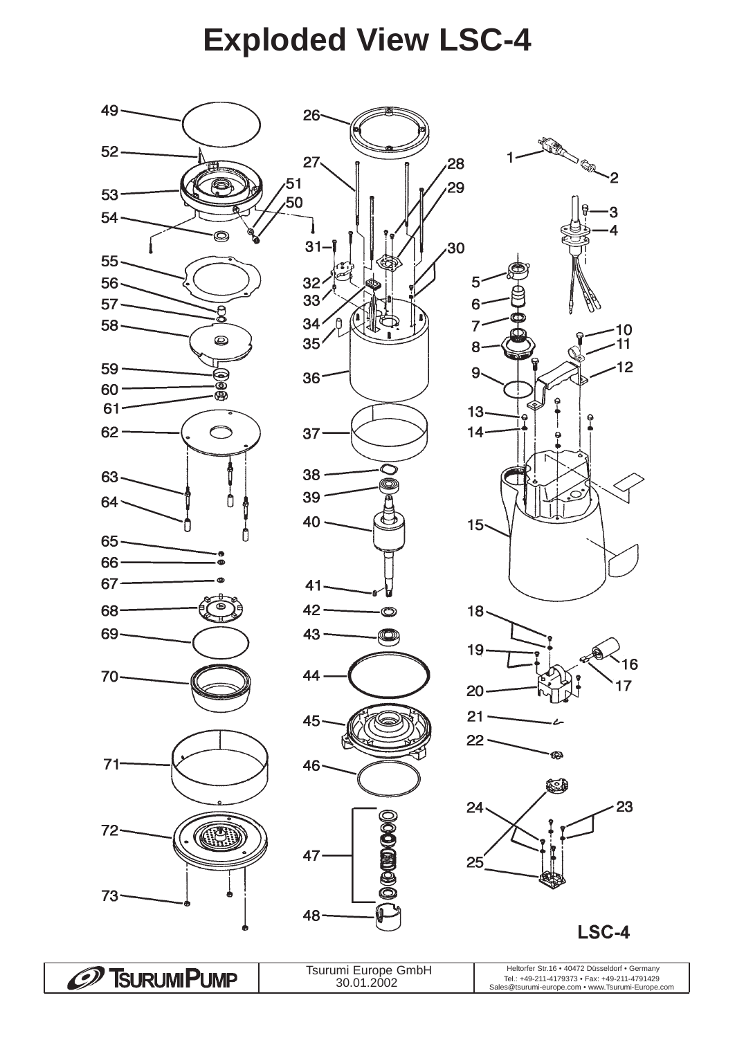# Exploded View LSC-4

LSC-4

| TSURUMI PUMP | Tsurumi Europe GmbH 30.01.2002 | Heltorfer Str.16 • 40472 Düsseldorf • Germany Tel.: +49-211-4179373 • Fax: +49-211-4791429 Sales@tsurumi-europe.com • www.Tsurumi-Europe.com |
|---|---|---|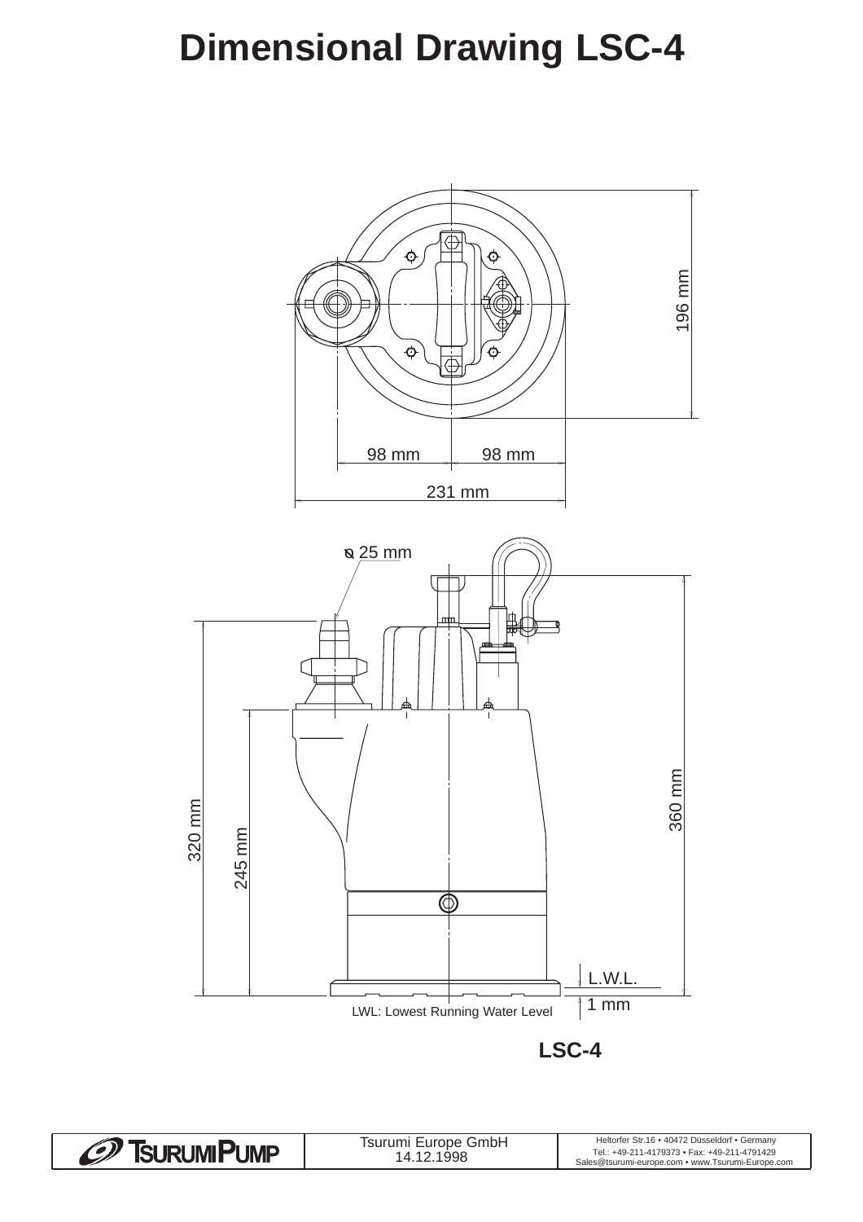# Dimensional Drawing LSC-4

196 mm

98 mm 98 mm

231 mm

ø 25 mm

320 mm

245 mm

360 mm

L.W.L.

1 mm

LWL: Lowest Running Water Level

**LSC-4**

| TSURUMI PUMP | Tsurumi Europe GmbH 14.12.1998 | Heltorfer Str.16 • 40472 Düsseldorf • Germany Tel.: +49-211-4179373 • Fax: +49-211-4791429 Sales@tsurumi-europe.com • www.Tsurumi-Europe.com |
|---|---|---|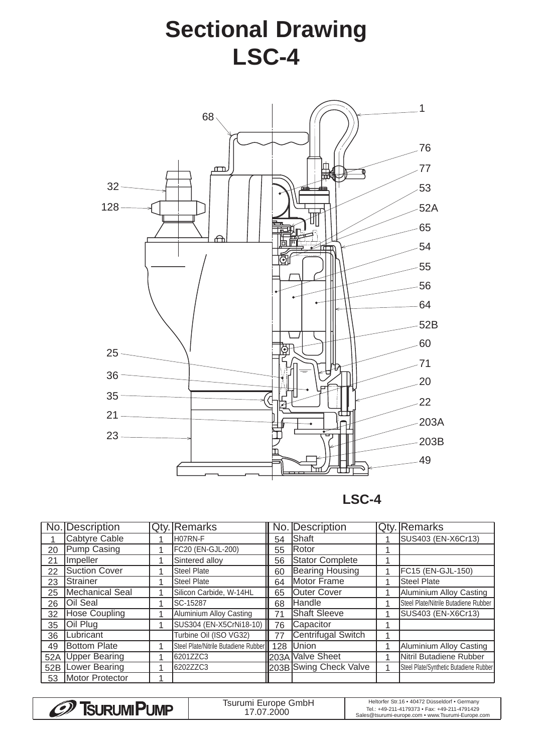# Sectional Drawing
# LSC-4

**LSC-4**

| No. | Description | Qty. | Remarks | No. | Description | Qty. | Remarks |
|---|---|---|---|---|---|---|---|
| 1 | Cabtyre Cable | 1 | H07RN-F | 54 | Shaft | 1 | SUS403 (EN-X6Cr13) |
| 20 | Pump Casing | 1 | FC20 (EN-GJL-200) | 55 | Rotor | 1 | |
| 21 | Impeller | 1 | Sintered alloy | 56 | Stator Complete | 1 | |
| 22 | Suction Cover | 1 | Steel Plate | 60 | Bearing Housing | 1 | FC15 (EN-GJL-150) |
| 23 | Strainer | 1 | Steel Plate | 64 | Motor Frame | 1 | Steel Plate |
| 25 | Mechanical Seal | 1 | Silicon Carbide, W-14HL | 65 | Outer Cover | 1 | Aluminium Alloy Casting |
| 26 | Oil Seal | 1 | SC-15287 | 68 | Handle | 1 | Steel Plate/Nitrile Butadiene Rubber |
| 32 | Hose Coupling | 1 | Aluminium Alloy Casting | 71 | Shaft Sleeve | 1 | SUS403 (EN-X6Cr13) |
| 35 | Oil Plug | 1 | SUS304 (EN-X5CrNi18-10) | 76 | Capacitor | 1 | |
| 36 | Lubricant | | Turbine Oil (ISO VG32) | 77 | Centrifugal Switch | 1 | |
| 49 | Bottom Plate | 1 | Steel Plate/Nitrile Butadiene Rubber | 128 | Union | 1 | Aluminium Alloy Casting |
| 52A | Upper Bearing | 1 | 6201ZZC3 | 203A | Valve Sheet | 1 | Nitril Butadiene Rubber |
| 52B | Lower Bearing | 1 | 6202ZZC3 | 203B | Swing Check Valve | 1 | Steel Plate/Synthetic Butadiene Rubber |
| 53 | Motor Protector | 1 | | | | | |

TSURUMI PUMP

Tsurumi Europe GmbH
17.07.2000

Heltorfer Str.16 • 40472 Düsseldorf • Germany
Tel.: +49-211-4179373 • Fax: +49-211-4791429
Sales@tsurumi-europe.com • www.Tsurumi-Europe.com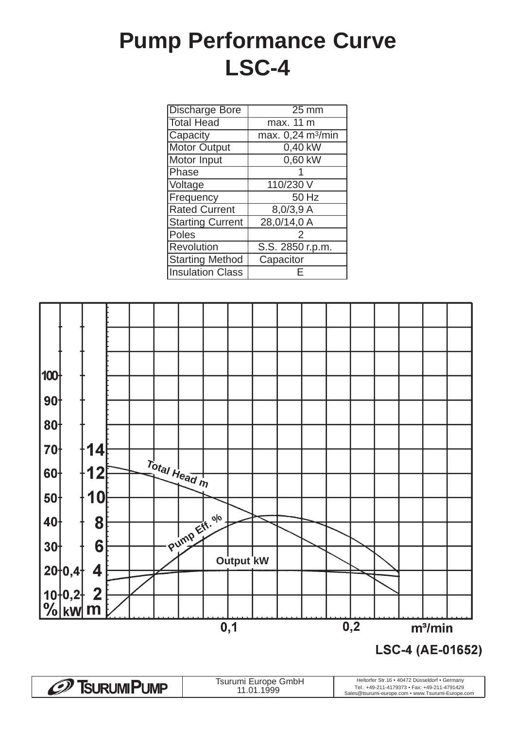# Pump Performance Curve
# LSC-4

| | |
|---|---|
| Discharge Bore | 25 mm |
| Total Head | max. 11 m |
| Capacity | max. 0,24 m³/min |
| Motor Output | 0,40 kW |
| Motor Input | 0,60 kW |
| Phase | 1 |
| Voltage | 110/230 V |
| Frequency | 50 Hz |
| Rated Current | 8,0/3,9 A |
| Starting Current | 28,0/14,0 A |
| Poles | 2 |
| Revolution | S.S. 2850 r.p.m. |
| Starting Method | Capacitor |
| Insulation Class | E |

Total Head m

Pump Eff. %

Output kW

100
90
80
70 14
60 12
50 10
40 8
30 6
20 0,4 4
10 0,2 2
% kW m

0,1
0,2
m³/min

**LSC-4 (AE-01652)**

TSURUMI PUMP

Tsurumi Europe GmbH
11.01.1999

Heltorfer Str.16 • 40472 Düsseldorf • Germany
Tel.: +49-211-4179373 • Fax: +49-211-4791429
Sales@tsurumi-europe.com • www.Tsurumi-Europe.com